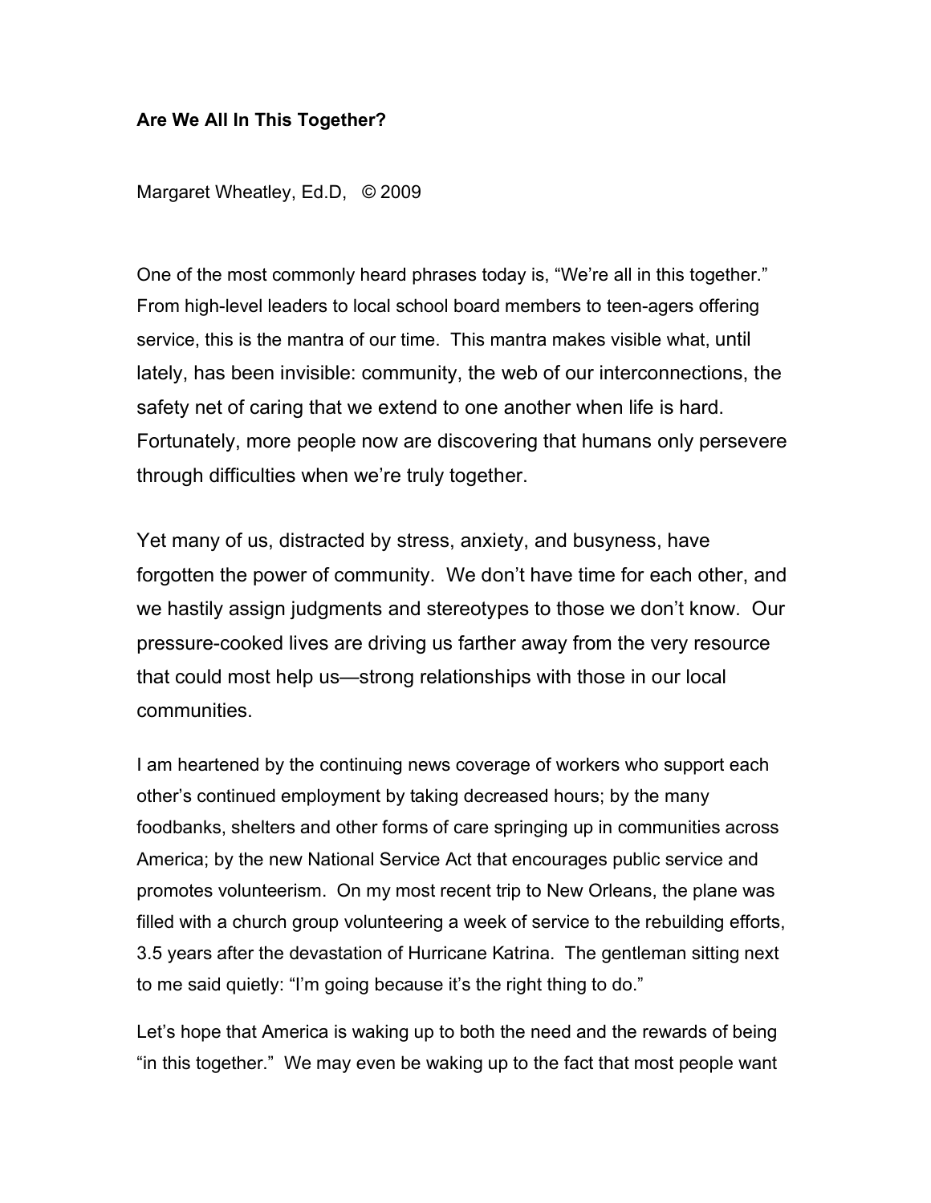**Are We All In This Together?**

Margaret Wheatley, Ed.D, © 2009

One of the most commonly heard phrases today is, "We're all in this together." From high-level leaders to local school board members to teen-agers offering service, this is the mantra of our time. This mantra makes visible what, until lately, has been invisible: community, the web of our interconnections, the safety net of caring that we extend to one another when life is hard. Fortunately, more people now are discovering that humans only persevere through difficulties when we're truly together.

Yet many of us, distracted by stress, anxiety, and busyness, have forgotten the power of community. We don't have time for each other, and we hastily assign judgments and stereotypes to those we don't know. Our pressure-cooked lives are driving us farther away from the very resource that could most help us—strong relationships with those in our local communities.

I am heartened by the continuing news coverage of workers who support each other's continued employment by taking decreased hours; by the many foodbanks, shelters and other forms of care springing up in communities across America; by the new National Service Act that encourages public service and promotes volunteerism. On my most recent trip to New Orleans, the plane was filled with a church group volunteering a week of service to the rebuilding efforts, 3.5 years after the devastation of Hurricane Katrina. The gentleman sitting next to me said quietly: "I'm going because it's the right thing to do."

Let's hope that America is waking up to both the need and the rewards of being "in this together." We may even be waking up to the fact that most people want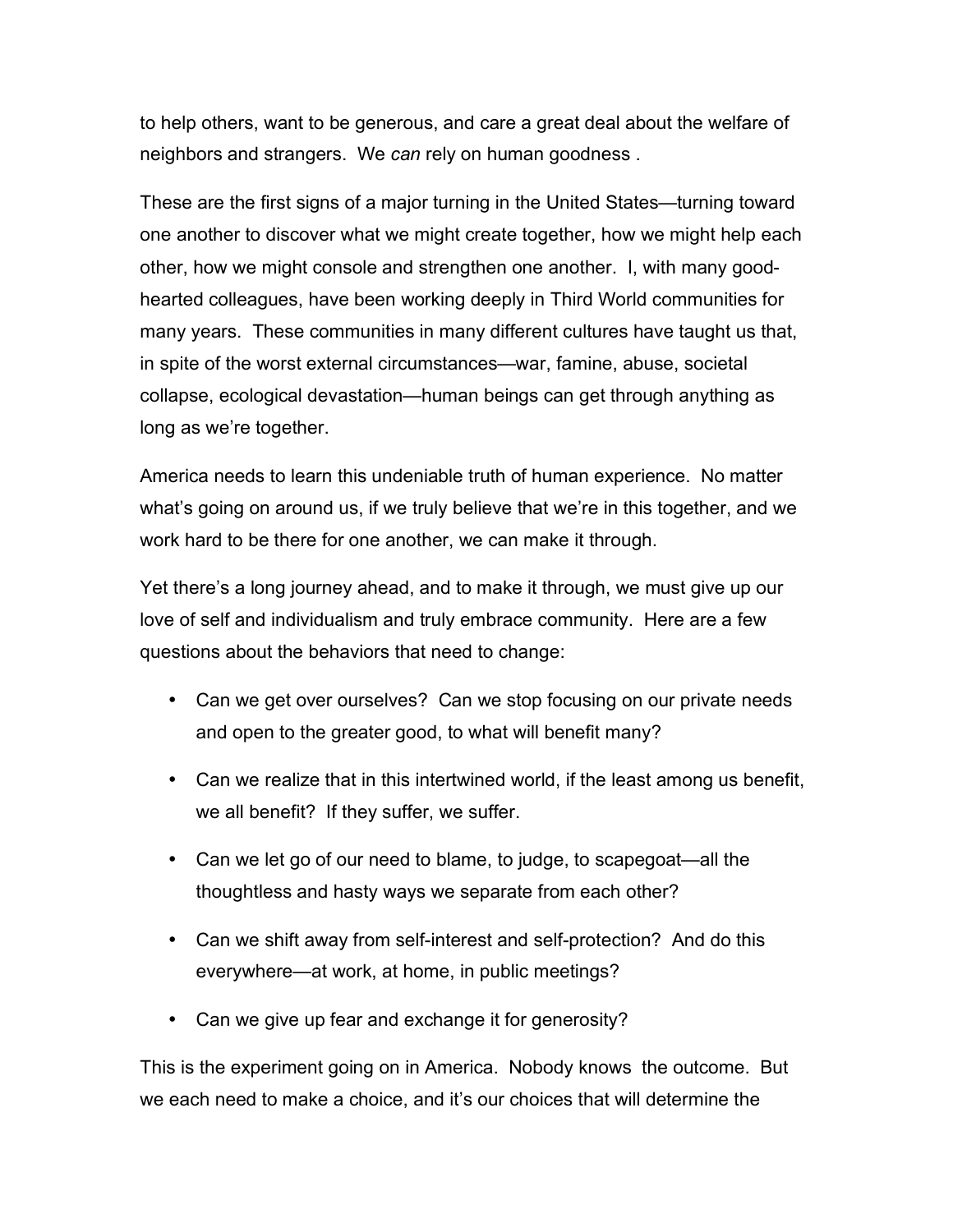to help others, want to be generous, and care a great deal about the welfare of neighbors and strangers. We *can* rely on human goodness .

These are the first signs of a major turning in the United States—turning toward one another to discover what we might create together, how we might help each other, how we might console and strengthen one another. I, with many good-hearted colleagues, have been working deeply in Third World communities for many years. These communities in many different cultures have taught us that, in spite of the worst external circumstances—war, famine, abuse, societal collapse, ecological devastation—human beings can get through anything as long as we're together.

America needs to learn this undeniable truth of human experience. No matter what's going on around us, if we truly believe that we're in this together, and we work hard to be there for one another, we can make it through.

Yet there's a long journey ahead, and to make it through, we must give up our love of self and individualism and truly embrace community. Here are a few questions about the behaviors that need to change:

- Can we get over ourselves? Can we stop focusing on our private needs and open to the greater good, to what will benefit many?
- Can we realize that in this intertwined world, if the least among us benefit, we all benefit? If they suffer, we suffer.
- Can we let go of our need to blame, to judge, to scapegoat—all the thoughtless and hasty ways we separate from each other?
- Can we shift away from self-interest and self-protection? And do this everywhere—at work, at home, in public meetings?
- Can we give up fear and exchange it for generosity?

This is the experiment going on in America. Nobody knows the outcome. But we each need to make a choice, and it's our choices that will determine the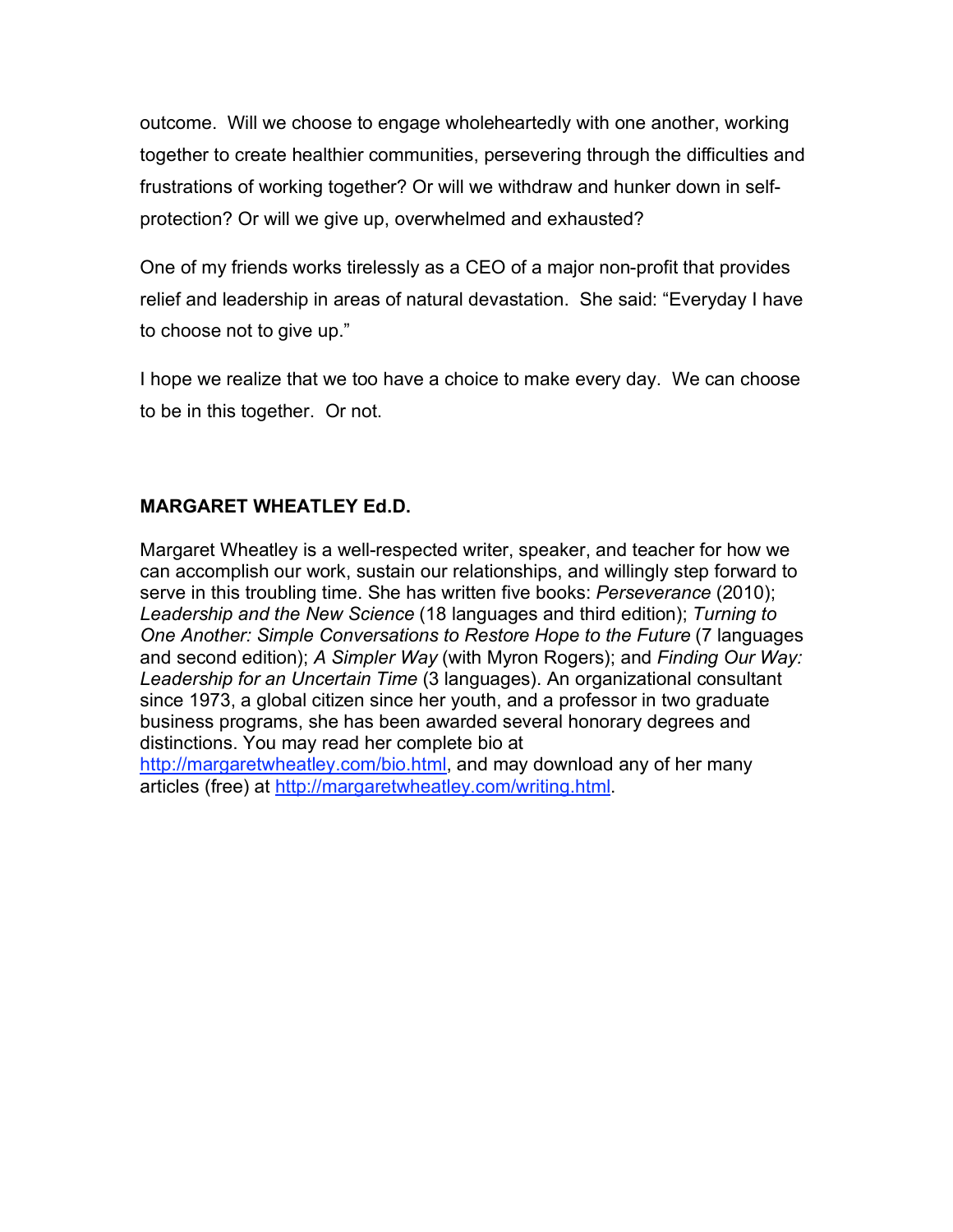outcome. Will we choose to engage wholeheartedly with one another, working together to create healthier communities, persevering through the difficulties and frustrations of working together? Or will we withdraw and hunker down in self-protection? Or will we give up, overwhelmed and exhausted?

One of my friends works tirelessly as a CEO of a major non-profit that provides relief and leadership in areas of natural devastation. She said: "Everyday I have to choose not to give up."

I hope we realize that we too have a choice to make every day. We can choose to be in this together. Or not.

**MARGARET WHEATLEY Ed.D.**

Margaret Wheatley is a well-respected writer, speaker, and teacher for how we can accomplish our work, sustain our relationships, and willingly step forward to serve in this troubling time. She has written five books: *Perseverance* (2010); *Leadership and the New Science* (18 languages and third edition); *Turning to One Another: Simple Conversations to Restore Hope to the Future* (7 languages and second edition); *A Simpler Way* (with Myron Rogers); and *Finding Our Way: Leadership for an Uncertain Time* (3 languages). An organizational consultant since 1973, a global citizen since her youth, and a professor in two graduate business programs, she has been awarded several honorary degrees and distinctions. You may read her complete bio at [http://margaretwheatley.com/bio.html](http://margaretwheatley.com/bio.html), and may download any of her many articles (free) at [http://margaretwheatley.com/writing.html](http://margaretwheatley.com/writing.html).